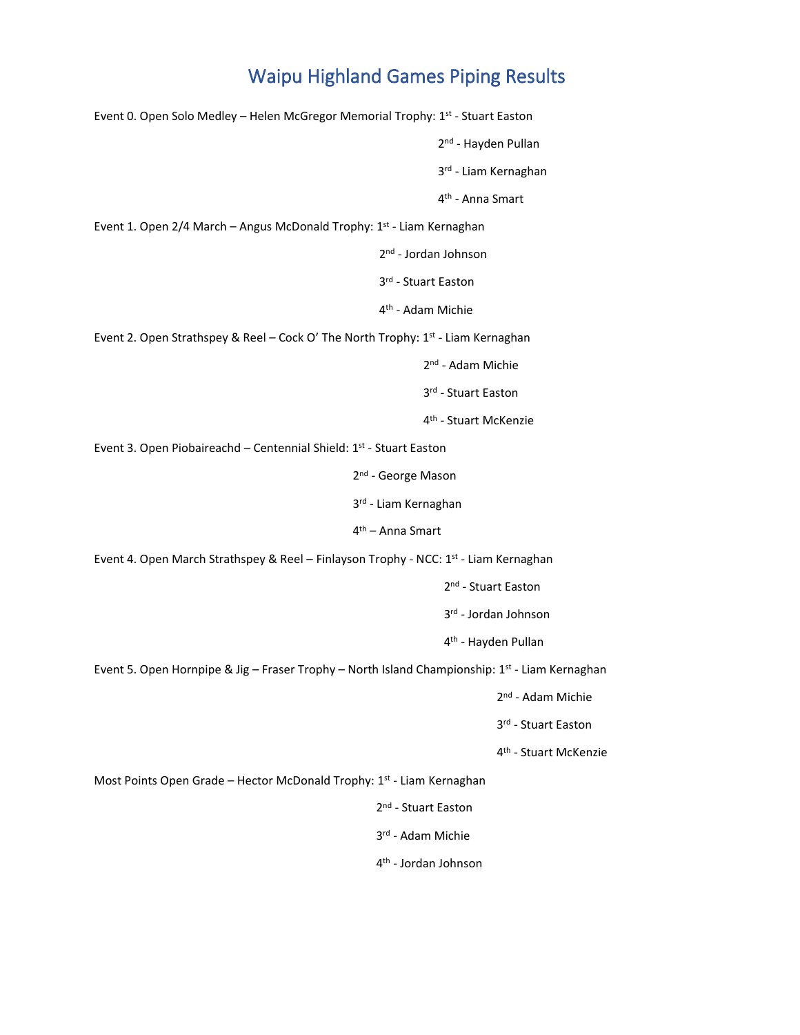# Waipu Highland Games Piping Results

Event 0. Open Solo Medley – Helen McGregor Memorial Trophy: 1st - Stuart Easton

2nd - Hayden Pullan

3rd - Liam Kernaghan

4th - Anna Smart

Event 1. Open 2/4 March – Angus McDonald Trophy: 1st - Liam Kernaghan

2nd - Jordan Johnson

3rd - Stuart Easton

4th - Adam Michie

Event 2. Open Strathspey & Reel – Cock O' The North Trophy: 1st - Liam Kernaghan

2nd - Adam Michie

3rd - Stuart Easton

4th - Stuart McKenzie

Event 3. Open Piobaireachd – Centennial Shield: 1st - Stuart Easton

2nd - George Mason

3rd - Liam Kernaghan

4th – Anna Smart

Event 4. Open March Strathspey & Reel – Finlayson Trophy - NCC: 1st - Liam Kernaghan

2nd - Stuart Easton

3rd - Jordan Johnson

4th - Hayden Pullan

Event 5. Open Hornpipe & Jig – Fraser Trophy – North Island Championship: 1st - Liam Kernaghan

2nd - Adam Michie

3rd - Stuart Easton

4th - Stuart McKenzie

Most Points Open Grade – Hector McDonald Trophy: 1st - Liam Kernaghan

2nd - Stuart Easton

3rd - Adam Michie

4th - Jordan Johnson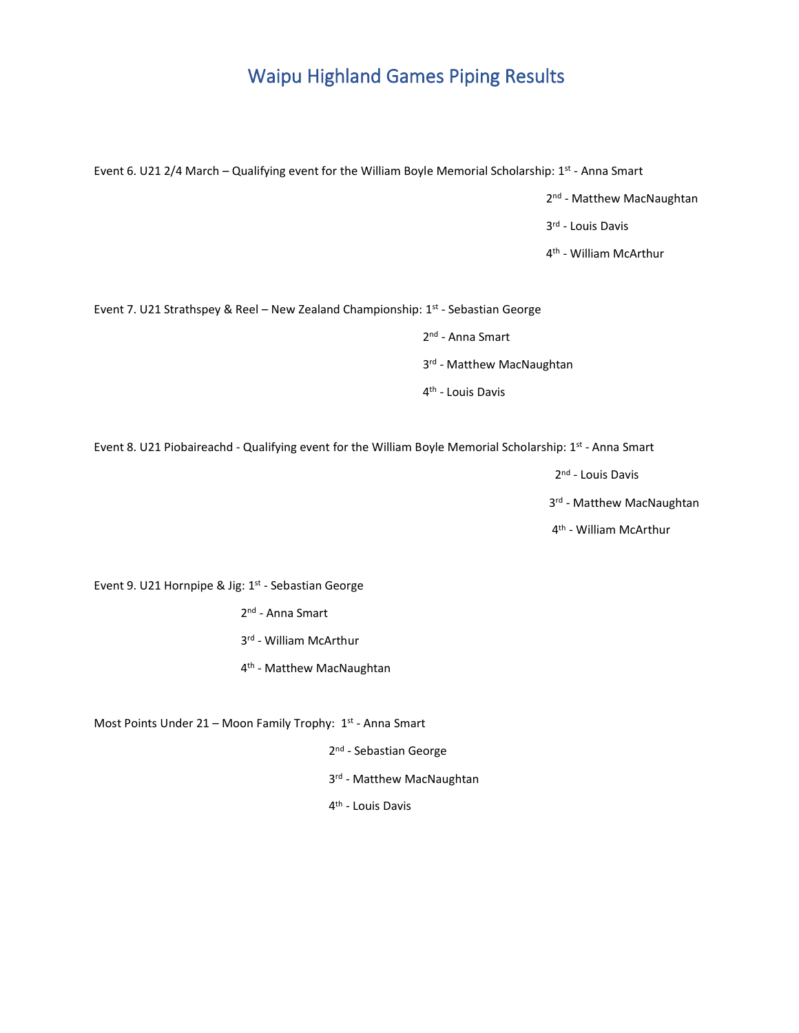# Waipu Highland Games Piping Results

Event 6. U21 2/4 March – Qualifying event for the William Boyle Memorial Scholarship: 1st - Anna Smart

2nd - Matthew MacNaughtan

3rd - Louis Davis

4th - William McArthur

Event 7. U21 Strathspey & Reel – New Zealand Championship: 1st - Sebastian George

2nd - Anna Smart

3rd - Matthew MacNaughtan

4th - Louis Davis

Event 8. U21 Piobaireachd - Qualifying event for the William Boyle Memorial Scholarship: 1st - Anna Smart

2nd - Louis Davis

3rd - Matthew MacNaughtan

4th - William McArthur

Event 9. U21 Hornpipe & Jig: 1st - Sebastian George

2nd - Anna Smart

3rd - William McArthur

4th - Matthew MacNaughtan

Most Points Under 21 – Moon Family Trophy: 1st - Anna Smart

2nd - Sebastian George

3rd - Matthew MacNaughtan

4th - Louis Davis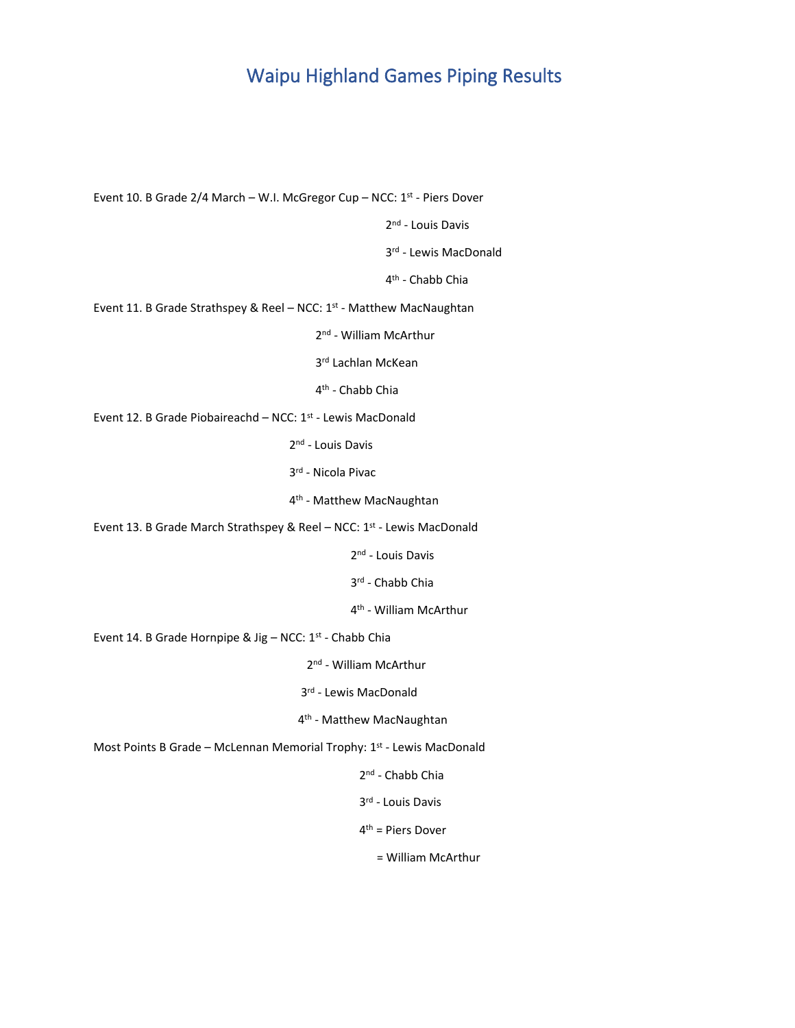# Waipu Highland Games Piping Results

Event 10. B Grade 2/4 March – W.I. McGregor Cup – NCC: 1st - Piers Dover

2nd - Louis Davis

3rd - Lewis MacDonald

4th - Chabb Chia

Event 11. B Grade Strathspey & Reel – NCC: 1st - Matthew MacNaughtan

2nd - William McArthur

3rd Lachlan McKean

4th - Chabb Chia

Event 12. B Grade Piobaireachd – NCC: 1st - Lewis MacDonald

2nd - Louis Davis

3rd - Nicola Pivac

4th - Matthew MacNaughtan

Event 13. B Grade March Strathspey & Reel – NCC: 1st - Lewis MacDonald

2nd - Louis Davis

3rd - Chabb Chia

4th - William McArthur

Event 14. B Grade Hornpipe & Jig – NCC: 1st - Chabb Chia

2nd - William McArthur

3rd - Lewis MacDonald

4th - Matthew MacNaughtan

Most Points B Grade – McLennan Memorial Trophy: 1st - Lewis MacDonald

2nd - Chabb Chia

3rd - Louis Davis

4th = Piers Dover

= William McArthur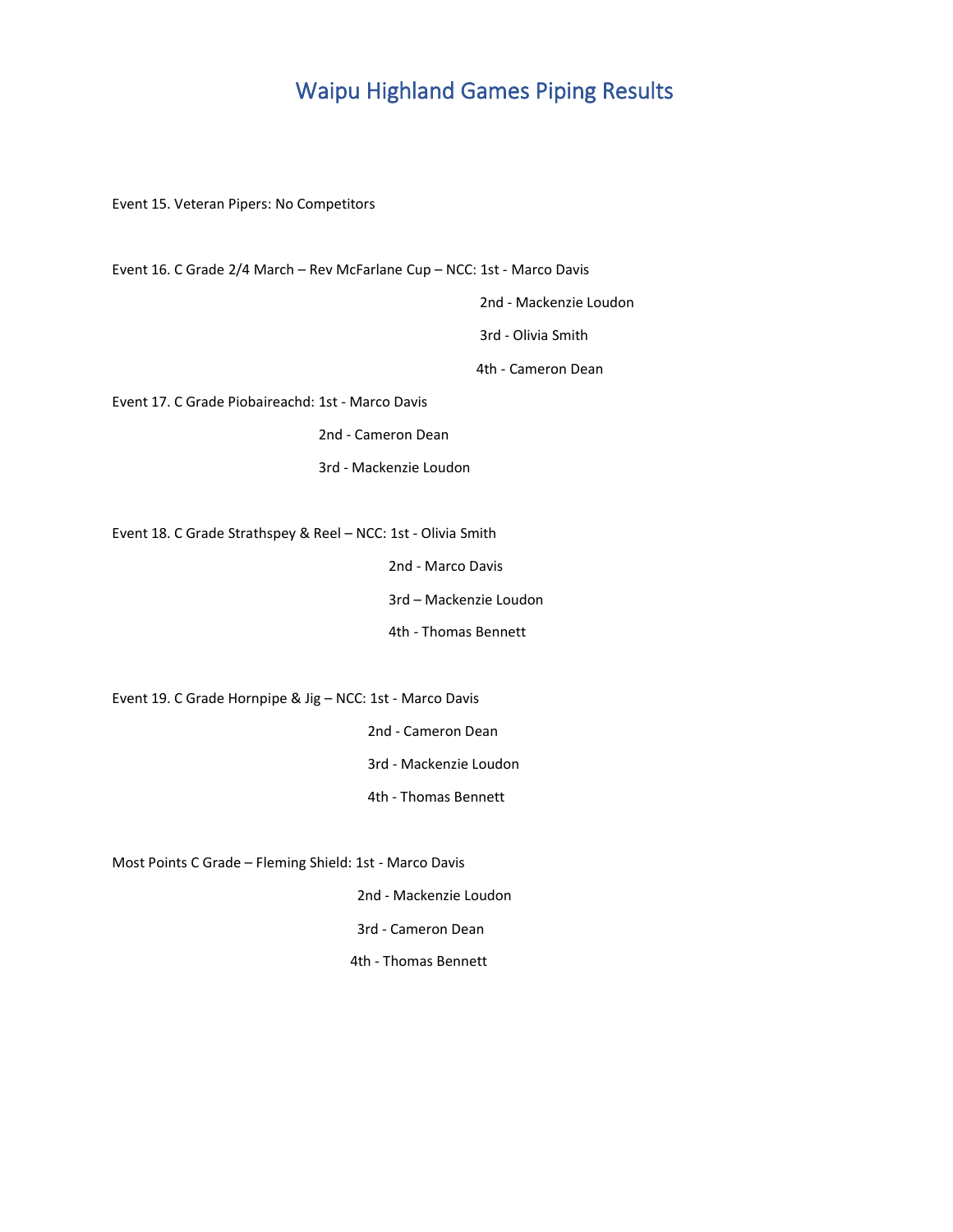# Waipu Highland Games Piping Results

Event 15. Veteran Pipers: No Competitors

Event 16. C Grade 2/4 March – Rev McFarlane Cup – NCC: 1st - Marco Davis

2nd - Mackenzie Loudon

3rd - Olivia Smith

4th - Cameron Dean

Event 17. C Grade Piobaireachd: 1st - Marco Davis

2nd - Cameron Dean

3rd - Mackenzie Loudon

Event 18. C Grade Strathspey & Reel – NCC: 1st - Olivia Smith

2nd - Marco Davis

3rd – Mackenzie Loudon

4th - Thomas Bennett

Event 19. C Grade Hornpipe & Jig – NCC: 1st - Marco Davis

2nd - Cameron Dean

3rd - Mackenzie Loudon

4th - Thomas Bennett

Most Points C Grade – Fleming Shield: 1st - Marco Davis

2nd - Mackenzie Loudon

3rd - Cameron Dean

4th - Thomas Bennett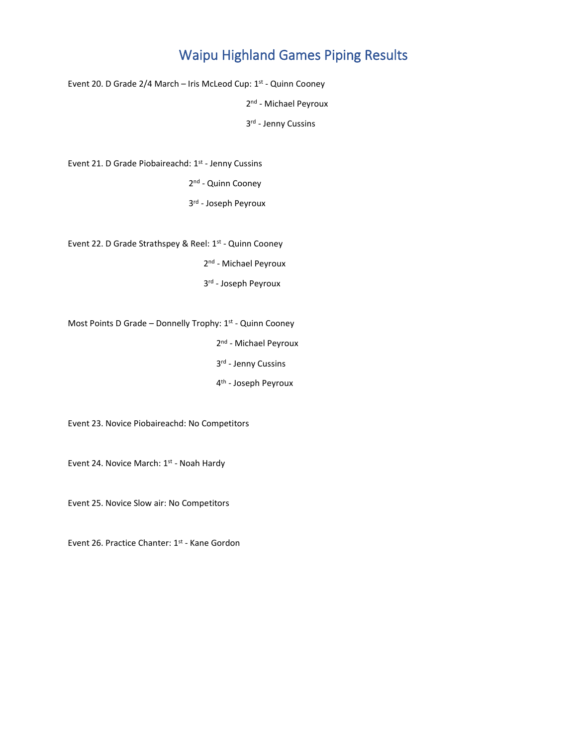# Waipu Highland Games Piping Results

Event 20. D Grade 2/4 March – Iris McLeod Cup: 1st - Quinn Cooney

2nd - Michael Peyroux

3rd - Jenny Cussins

Event 21. D Grade Piobaireachd: 1st - Jenny Cussins

2nd - Quinn Cooney

3rd - Joseph Peyroux

Event 22. D Grade Strathspey & Reel: 1st - Quinn Cooney

2nd - Michael Peyroux

3rd - Joseph Peyroux

Most Points D Grade – Donnelly Trophy: 1st - Quinn Cooney

2nd - Michael Peyroux

3rd - Jenny Cussins

4th - Joseph Peyroux

Event 23. Novice Piobaireachd: No Competitors

Event 24. Novice March: 1st - Noah Hardy

Event 25. Novice Slow air: No Competitors

Event 26. Practice Chanter: 1st - Kane Gordon